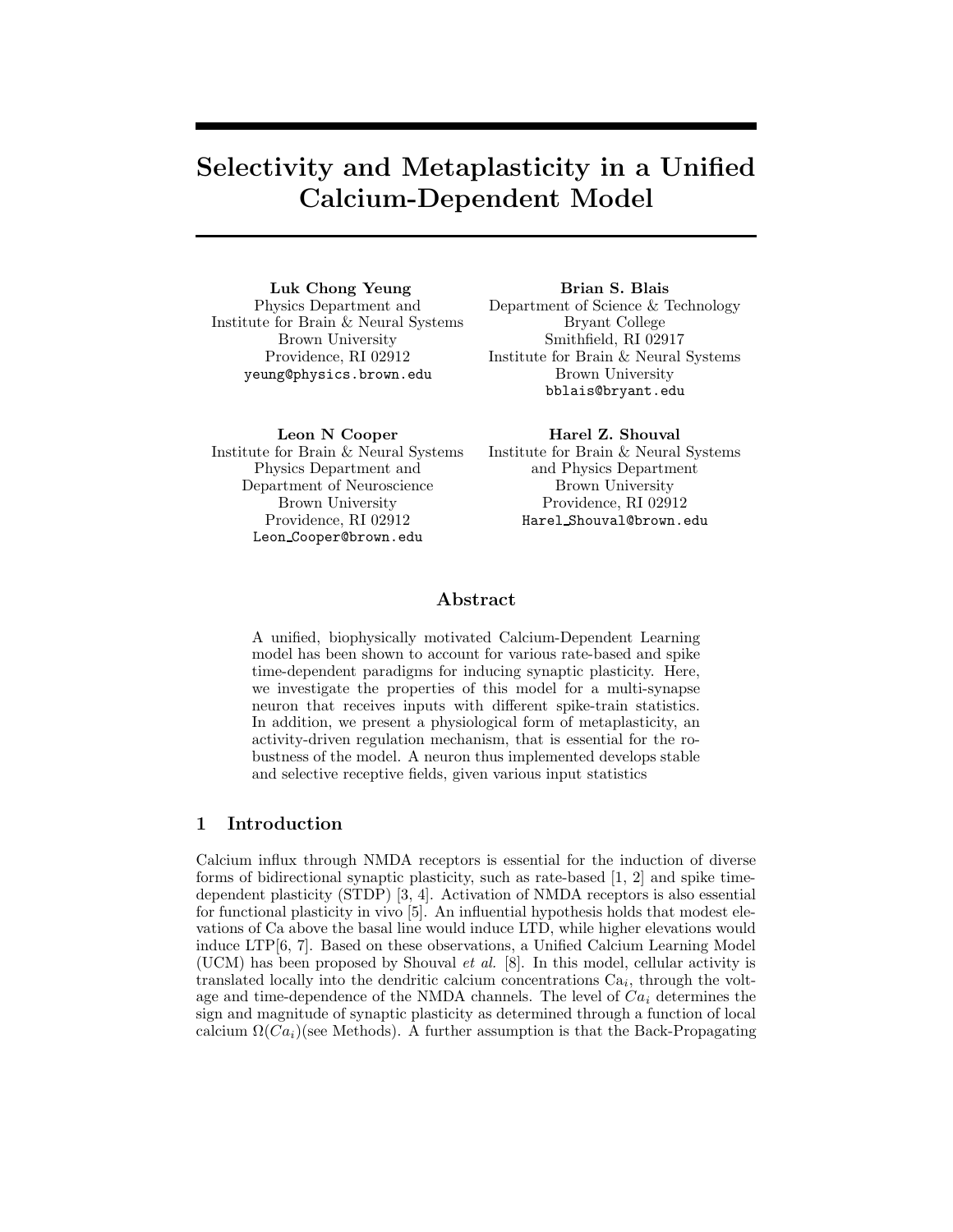# Selectivity and Metaplasticity in a Unified Calcium-Dependent Model

**Luk Chong Yeung**
Physics Department and
Institute for Brain & Neural Systems
Brown University
Providence, RI 02912
yeung@physics.brown.edu

**Brian S. Blais**
Department of Science & Technology
Bryant College
Smithfield, RI 02917
Institute for Brain & Neural Systems
Brown University
bblais@bryant.edu

**Leon N Cooper**
Institute for Brain & Neural Systems
Physics Department and
Department of Neuroscience
Brown University
Providence, RI 02912
Leon_Cooper@brown.edu

**Harel Z. Shouval**
Institute for Brain & Neural Systems
and Physics Department
Brown University
Providence, RI 02912
Harel_Shouval@brown.edu

## Abstract

A unified, biophysically motivated Calcium-Dependent Learning model has been shown to account for various rate-based and spike time-dependent paradigms for inducing synaptic plasticity. Here, we investigate the properties of this model for a multi-synapse neuron that receives inputs with different spike-train statistics. In addition, we present a physiological form of metaplasticity, an activity-driven regulation mechanism, that is essential for the robustness of the model. A neuron thus implemented develops stable and selective receptive fields, given various input statistics

## 1 Introduction

Calcium influx through NMDA receptors is essential for the induction of diverse forms of bidirectional synaptic plasticity, such as rate-based [1, 2] and spike time-dependent plasticity (STDP) [3, 4]. Activation of NMDA receptors is also essential for functional plasticity in vivo [5]. An influential hypothesis holds that modest elevations of Ca above the basal line would induce LTD, while higher elevations would induce LTP[6, 7]. Based on these observations, a Unified Calcium Learning Model (UCM) has been proposed by Shouval *et al.* [8]. In this model, cellular activity is translated locally into the dendritic calcium concentrations $\mathrm{Ca}_i$, through the voltage and time-dependence of the NMDA channels. The level of $Ca_i$ determines the sign and magnitude of synaptic plasticity as determined through a function of local calcium $\Omega(Ca_i)$(see Methods). A further assumption is that the Back-Propagating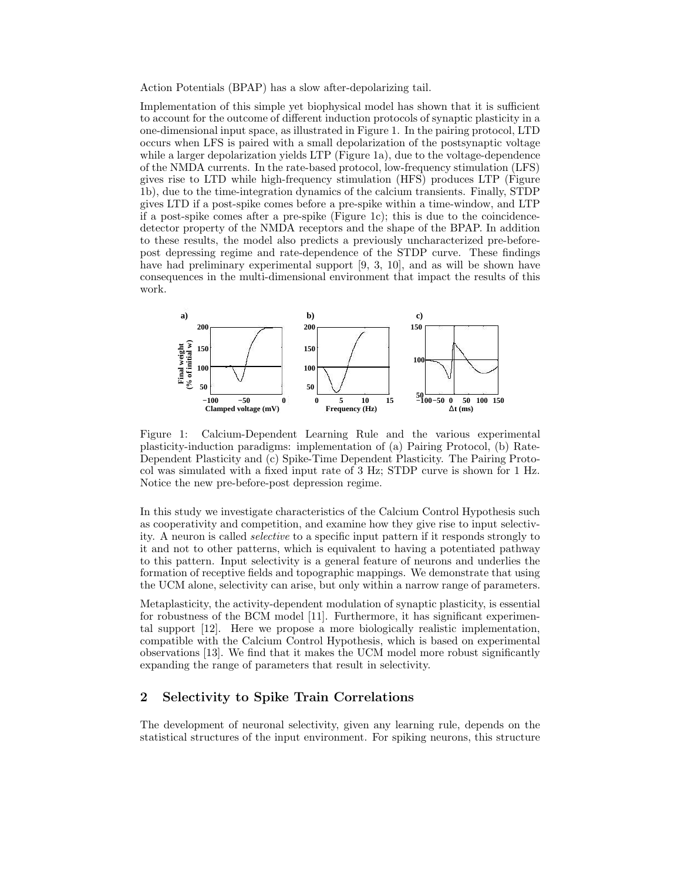Action Potentials (BPAP) has a slow after-depolarizing tail.

Implementation of this simple yet biophysical model has shown that it is sufficient to account for the outcome of different induction protocols of synaptic plasticity in a one-dimensional input space, as illustrated in Figure 1. In the pairing protocol, LTD occurs when LFS is paired with a small depolarization of the postsynaptic voltage while a larger depolarization yields LTP (Figure 1a), due to the voltage-dependence of the NMDA currents. In the rate-based protocol, low-frequency stimulation (LFS) gives rise to LTD while high-frequency stimulation (HFS) produces LTP (Figure 1b), due to the time-integration dynamics of the calcium transients. Finally, STDP gives LTD if a post-spike comes before a pre-spike within a time-window, and LTP if a post-spike comes after a pre-spike (Figure 1c); this is due to the coincidence-detector property of the NMDA receptors and the shape of the BPAP. In addition to these results, the model also predicts a previously uncharacterized pre-before-post depressing regime and rate-dependence of the STDP curve. These findings have had preliminary experimental support [9, 3, 10], and as will be shown have consequences in the multi-dimensional environment that impact the results of this work.

Figure 1: Calcium-Dependent Learning Rule and the various experimental plasticity-induction paradigms: implementation of (a) Pairing Protocol, (b) Rate-Dependent Plasticity and (c) Spike-Time Dependent Plasticity. The Pairing Protocol was simulated with a fixed input rate of 3 Hz; STDP curve is shown for 1 Hz. Notice the new pre-before-post depression regime.

In this study we investigate characteristics of the Calcium Control Hypothesis such as cooperativity and competition, and examine how they give rise to input selectivity. A neuron is called *selective* to a specific input pattern if it responds strongly to it and not to other patterns, which is equivalent to having a potentiated pathway to this pattern. Input selectivity is a general feature of neurons and underlies the formation of receptive fields and topographic mappings. We demonstrate that using the UCM alone, selectivity can arise, but only within a narrow range of parameters.

Metaplasticity, the activity-dependent modulation of synaptic plasticity, is essential for robustness of the BCM model [11]. Furthermore, it has significant experimental support [12]. Here we propose a more biologically realistic implementation, compatible with the Calcium Control Hypothesis, which is based on experimental observations [13]. We find that it makes the UCM model more robust significantly expanding the range of parameters that result in selectivity.

## 2 Selectivity to Spike Train Correlations

The development of neuronal selectivity, given any learning rule, depends on the statistical structures of the input environment. For spiking neurons, this structure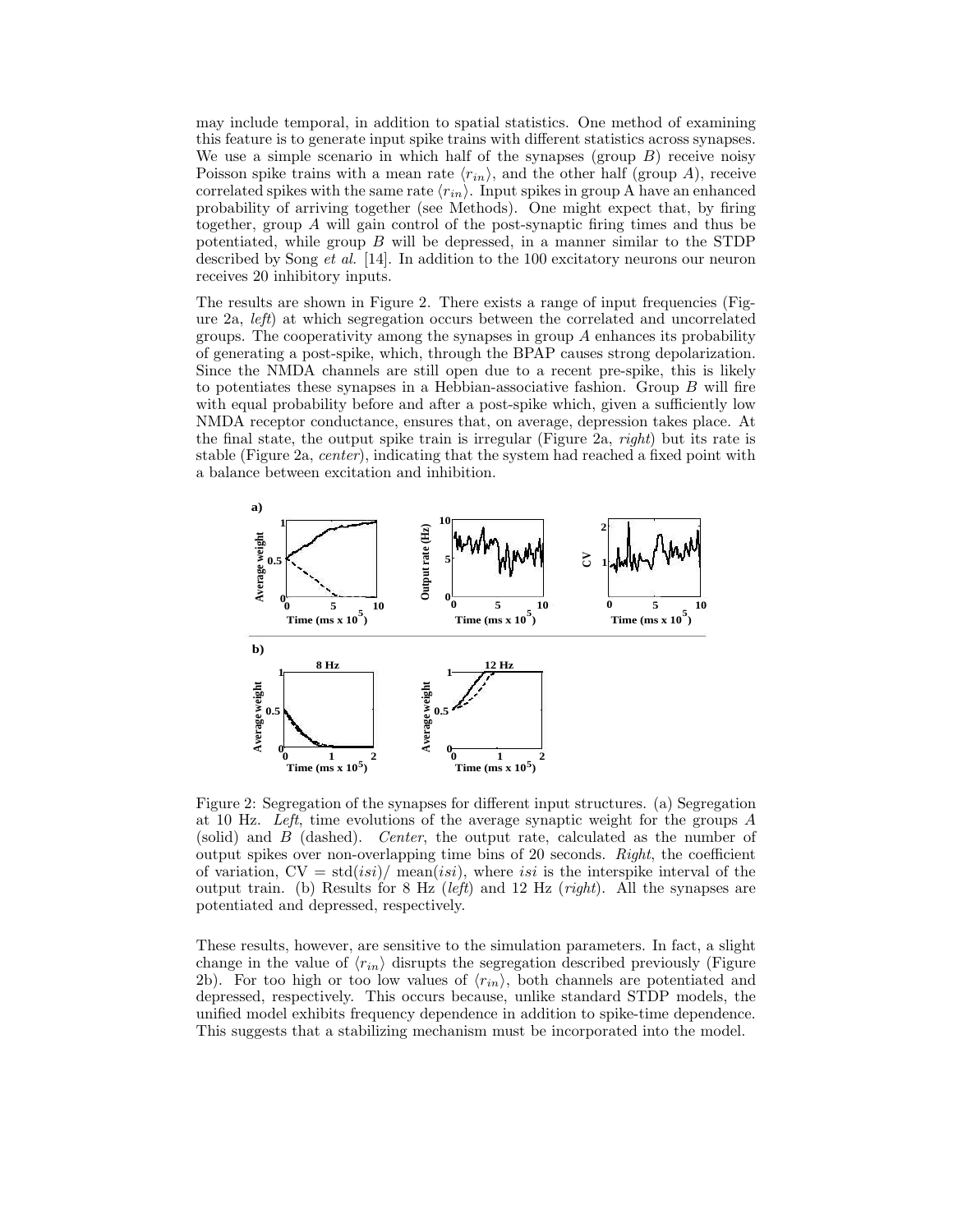may include temporal, in addition to spatial statistics. One method of examining this feature is to generate input spike trains with different statistics across synapses. We use a simple scenario in which half of the synapses (group $B$) receive noisy Poisson spike trains with a mean rate $\langle r_{in} \rangle$, and the other half (group $A$), receive correlated spikes with the same rate $\langle r_{in} \rangle$. Input spikes in group A have an enhanced probability of arriving together (see Methods). One might expect that, by firing together, group $A$ will gain control of the post-synaptic firing times and thus be potentiated, while group $B$ will be depressed, in a manner similar to the STDP described by Song *et al.* [14]. In addition to the 100 excitatory neurons our neuron receives 20 inhibitory inputs.

The results are shown in Figure 2. There exists a range of input frequencies (Figure 2a, *left*) at which segregation occurs between the correlated and uncorrelated groups. The cooperativity among the synapses in group $A$ enhances its probability of generating a post-spike, which, through the BPAP causes strong depolarization. Since the NMDA channels are still open due to a recent pre-spike, this is likely to potentiates these synapses in a Hebbian-associative fashion. Group $B$ will fire with equal probability before and after a post-spike which, given a sufficiently low NMDA receptor conductance, ensures that, on average, depression takes place. At the final state, the output spike train is irregular (Figure 2a, *right*) but its rate is stable (Figure 2a, *center*), indicating that the system had reached a fixed point with a balance between excitation and inhibition.

Figure 2: Segregation of the synapses for different input structures. (a) Segregation at 10 Hz. *Left*, time evolutions of the average synaptic weight for the groups $A$ (solid) and $B$ (dashed). *Center*, the output rate, calculated as the number of output spikes over non-overlapping time bins of 20 seconds. *Right*, the coefficient of variation, $\text{CV} = \text{std}(isi)/\ \text{mean}(isi)$, where $isi$ is the interspike interval of the output train. (b) Results for 8 Hz (*left*) and 12 Hz (*right*). All the synapses are potentiated and depressed, respectively.

These results, however, are sensitive to the simulation parameters. In fact, a slight change in the value of $\langle r_{in} \rangle$ disrupts the segregation described previously (Figure 2b). For too high or too low values of $\langle r_{in} \rangle$, both channels are potentiated and depressed, respectively. This occurs because, unlike standard STDP models, the unified model exhibits frequency dependence in addition to spike-time dependence. This suggests that a stabilizing mechanism must be incorporated into the model.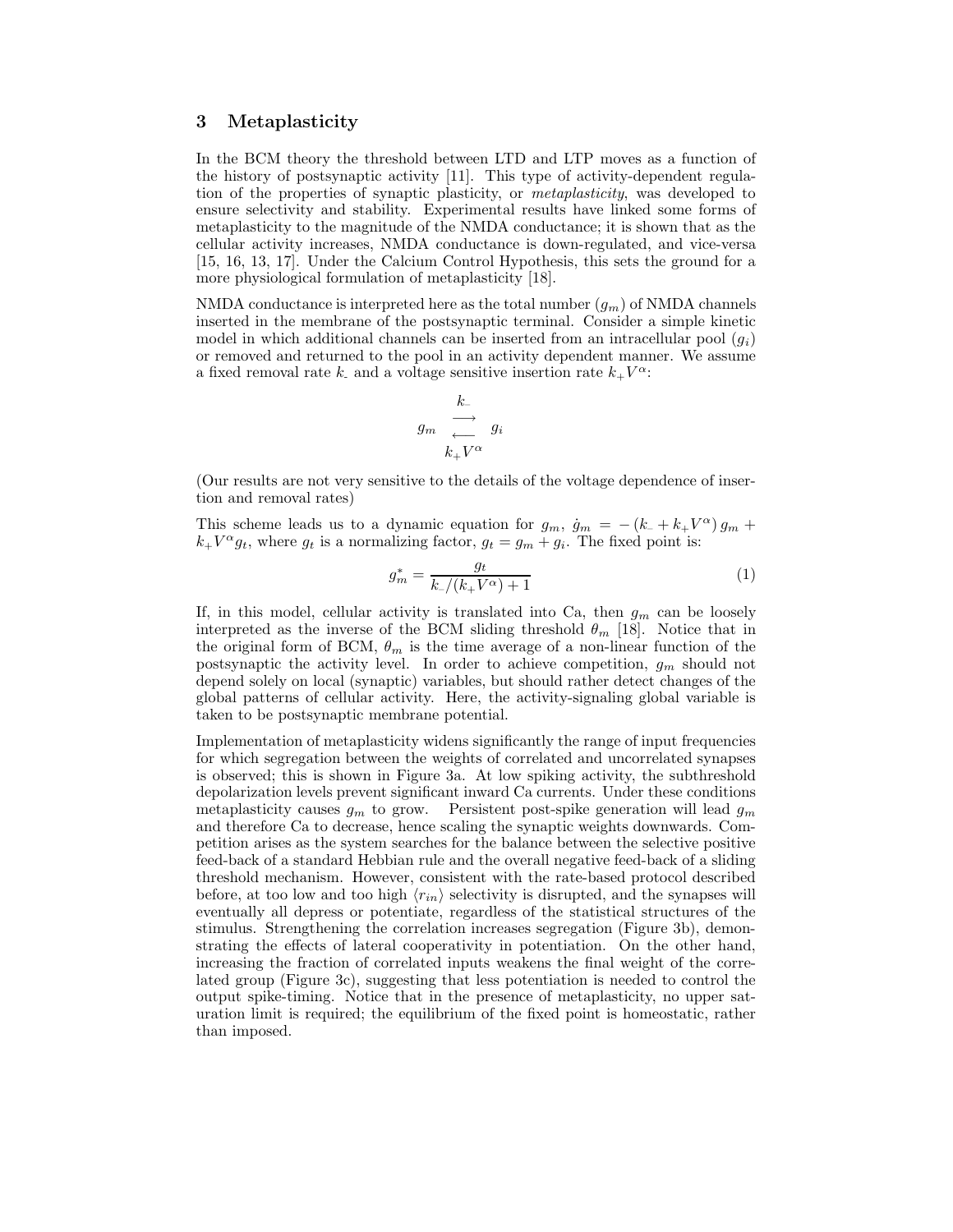## 3 Metaplasticity

In the BCM theory the threshold between LTD and LTP moves as a function of the history of postsynaptic activity [11]. This type of activity-dependent regulation of the properties of synaptic plasticity, or *metaplasticity*, was developed to ensure selectivity and stability. Experimental results have linked some forms of metaplasticity to the magnitude of the NMDA conductance; it is shown that as the cellular activity increases, NMDA conductance is down-regulated, and vice-versa [15, 16, 13, 17]. Under the Calcium Control Hypothesis, this sets the ground for a more physiological formulation of metaplasticity [18].

NMDA conductance is interpreted here as the total number ($g_m$) of NMDA channels inserted in the membrane of the postsynaptic terminal. Consider a simple kinetic model in which additional channels can be inserted from an intracellular pool ($g_i$) or removed and returned to the pool in an activity dependent manner. We assume a fixed removal rate $k_-$ and a voltage sensitive insertion rate $k_+ V^\alpha$:

$$g_m \underset{k_+ V^\alpha}{\overset{k_-}{\rightleftarrows}} g_i$$

(Our results are not very sensitive to the details of the voltage dependence of insertion and removal rates)

This scheme leads us to a dynamic equation for $g_m$, $\dot{g}_m = -(k_- + k_+ V^\alpha)\, g_m + k_+ V^\alpha g_t$, where $g_t$ is a normalizing factor, $g_t = g_m + g_i$. The fixed point is:

$$g_m^* = \frac{g_t}{k_-/(k_+ V^\alpha) + 1} \tag{1}$$

If, in this model, cellular activity is translated into Ca, then $g_m$ can be loosely interpreted as the inverse of the BCM sliding threshold $\theta_m$ [18]. Notice that in the original form of BCM, $\theta_m$ is the time average of a non-linear function of the postsynaptic the activity level. In order to achieve competition, $g_m$ should not depend solely on local (synaptic) variables, but should rather detect changes of the global patterns of cellular activity. Here, the activity-signaling global variable is taken to be postsynaptic membrane potential.

Implementation of metaplasticity widens significantly the range of input frequencies for which segregation between the weights of correlated and uncorrelated synapses is observed; this is shown in Figure 3a. At low spiking activity, the subthreshold depolarization levels prevent significant inward Ca currents. Under these conditions metaplasticity causes $g_m$ to grow. Persistent post-spike generation will lead $g_m$ and therefore Ca to decrease, hence scaling the synaptic weights downwards. Competition arises as the system searches for the balance between the selective positive feed-back of a standard Hebbian rule and the overall negative feed-back of a sliding threshold mechanism. However, consistent with the rate-based protocol described before, at too low and too high $\langle r_{in} \rangle$ selectivity is disrupted, and the synapses will eventually all depress or potentiate, regardless of the statistical structures of the stimulus. Strengthening the correlation increases segregation (Figure 3b), demonstrating the effects of lateral cooperativity in potentiation. On the other hand, increasing the fraction of correlated inputs weakens the final weight of the correlated group (Figure 3c), suggesting that less potentiation is needed to control the output spike-timing. Notice that in the presence of metaplasticity, no upper saturation limit is required; the equilibrium of the fixed point is homeostatic, rather than imposed.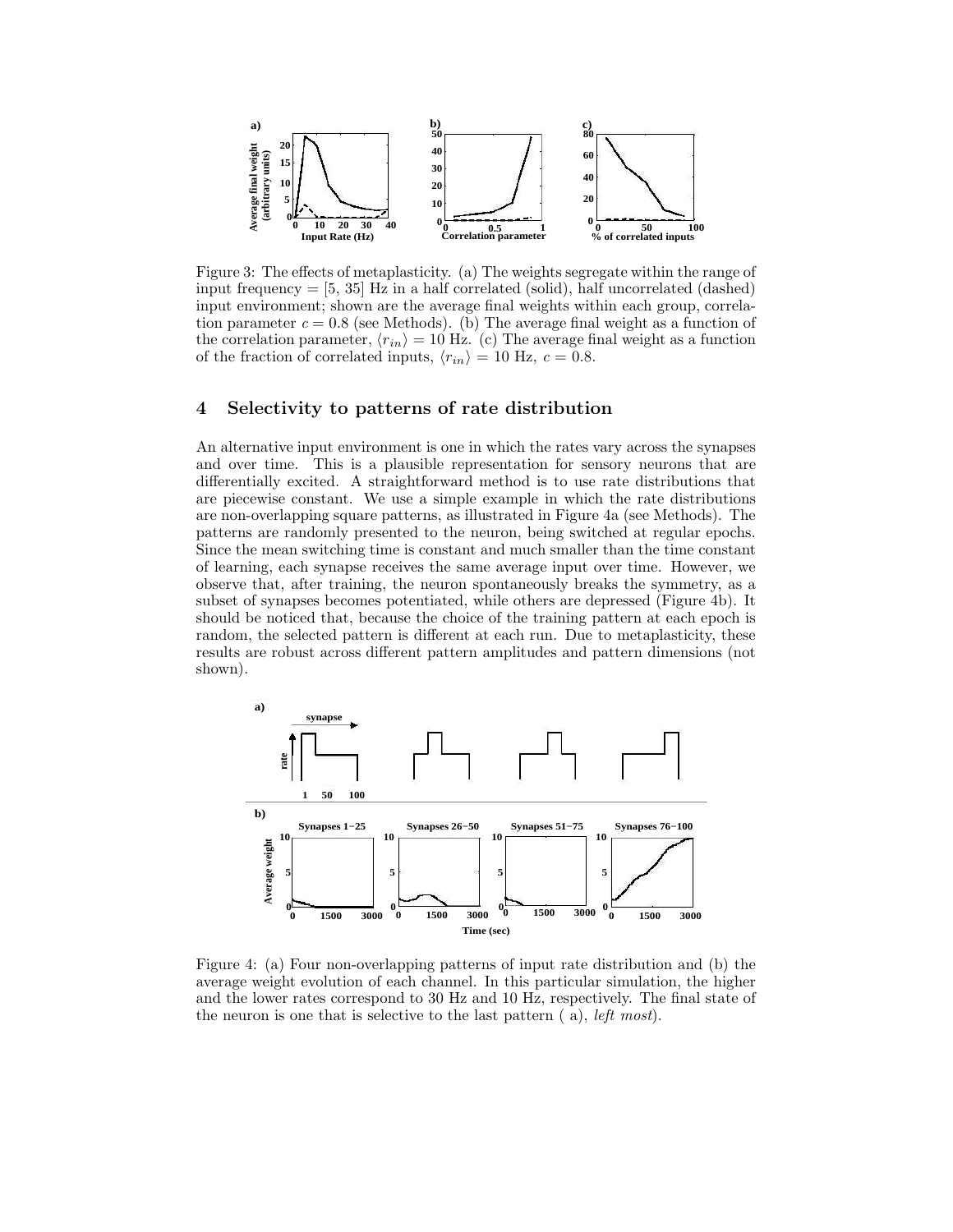Figure 3: The effects of metaplasticity. (a) The weights segregate within the range of input frequency = [5, 35] Hz in a half correlated (solid), half uncorrelated (dashed) input environment; shown are the average final weights within each group, correlation parameter $c = 0.8$ (see Methods). (b) The average final weight as a function of the correlation parameter, $\langle r_{in} \rangle = 10$ Hz. (c) The average final weight as a function of the fraction of correlated inputs, $\langle r_{in} \rangle = 10$ Hz, $c = 0.8$.

## 4 Selectivity to patterns of rate distribution

An alternative input environment is one in which the rates vary across the synapses and over time. This is a plausible representation for sensory neurons that are differentially excited. A straightforward method is to use rate distributions that are piecewise constant. We use a simple example in which the rate distributions are non-overlapping square patterns, as illustrated in Figure 4a (see Methods). The patterns are randomly presented to the neuron, being switched at regular epochs. Since the mean switching time is constant and much smaller than the time constant of learning, each synapse receives the same average input over time. However, we observe that, after training, the neuron spontaneously breaks the symmetry, as a subset of synapses becomes potentiated, while others are depressed (Figure 4b). It should be noticed that, because the choice of the training pattern at each epoch is random, the selected pattern is different at each run. Due to metaplasticity, these results are robust across different pattern amplitudes and pattern dimensions (not shown).

Figure 4: (a) Four non-overlapping patterns of input rate distribution and (b) the average weight evolution of each channel. In this particular simulation, the higher and the lower rates correspond to 30 Hz and 10 Hz, respectively. The final state of the neuron is one that is selective to the last pattern ( a), *left most*).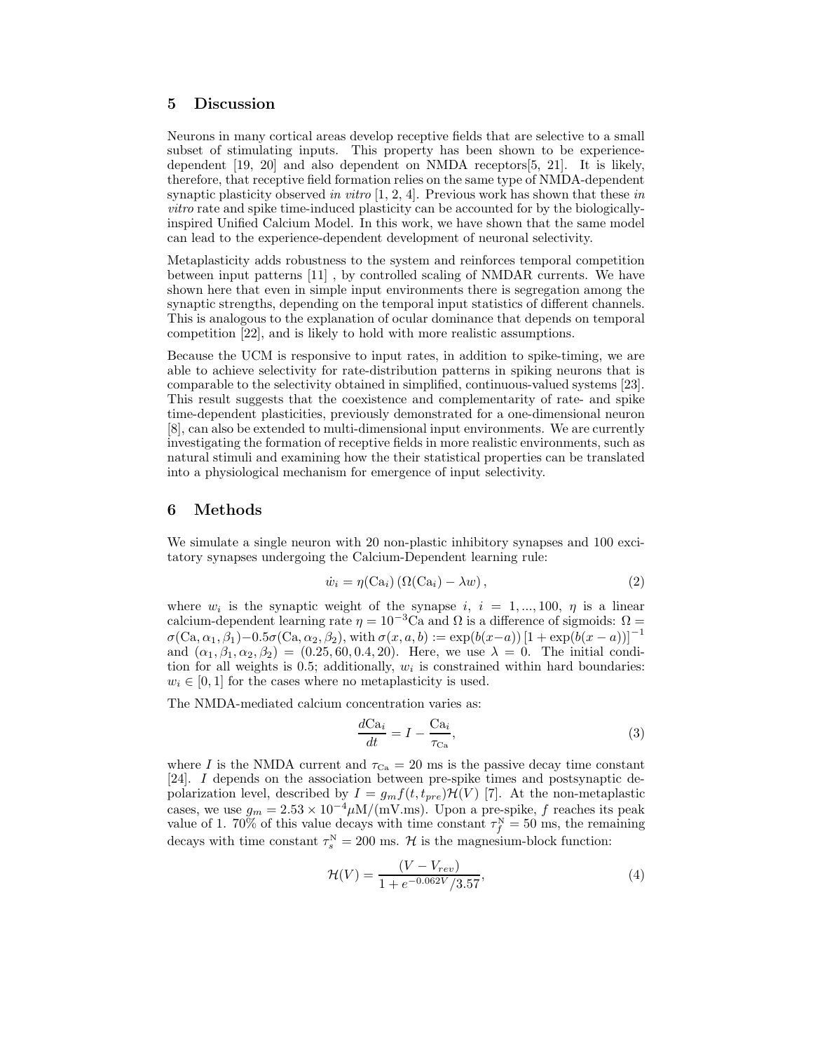## 5 Discussion

Neurons in many cortical areas develop receptive fields that are selective to a small subset of stimulating inputs. This property has been shown to be experience-dependent [19, 20] and also dependent on NMDA receptors[5, 21]. It is likely, therefore, that receptive field formation relies on the same type of NMDA-dependent synaptic plasticity observed *in vitro* [1, 2, 4]. Previous work has shown that these *in vitro* rate and spike time-induced plasticity can be accounted for by the biologically-inspired Unified Calcium Model. In this work, we have shown that the same model can lead to the experience-dependent development of neuronal selectivity.

Metaplasticity adds robustness to the system and reinforces temporal competition between input patterns [11] , by controlled scaling of NMDAR currents. We have shown here that even in simple input environments there is segregation among the synaptic strengths, depending on the temporal input statistics of different channels. This is analogous to the explanation of ocular dominance that depends on temporal competition [22], and is likely to hold with more realistic assumptions.

Because the UCM is responsive to input rates, in addition to spike-timing, we are able to achieve selectivity for rate-distribution patterns in spiking neurons that is comparable to the selectivity obtained in simplified, continuous-valued systems [23]. This result suggests that the coexistence and complementarity of rate- and spike time-dependent plasticities, previously demonstrated for a one-dimensional neuron [8], can also be extended to multi-dimensional input environments. We are currently investigating the formation of receptive fields in more realistic environments, such as natural stimuli and examining how the their statistical properties can be translated into a physiological mechanism for emergence of input selectivity.

## 6 Methods

We simulate a single neuron with 20 non-plastic inhibitory synapses and 100 excitatory synapses undergoing the Calcium-Dependent learning rule:

$$\dot{w}_i = \eta(\mathrm{Ca}_i)\left(\Omega(\mathrm{Ca}_i) - \lambda w\right), \tag{2}$$

where $w_i$ is the synaptic weight of the synapse $i$, $i = 1, ..., 100$, $\eta$ is a linear calcium-dependent learning rate $\eta = 10^{-3}\mathrm{Ca}$ and $\Omega$ is a difference of sigmoids: $\Omega = \sigma(\mathrm{Ca}, \alpha_1, \beta_1) - 0.5\sigma(\mathrm{Ca}, \alpha_2, \beta_2)$, with $\sigma(x, a, b) := \exp(b(x-a))\left[1 + \exp(b(x-a))\right]^{-1}$ and $(\alpha_1, \beta_1, \alpha_2, \beta_2) = (0.25, 60, 0.4, 20)$. Here, we use $\lambda = 0$. The initial condition for all weights is 0.5; additionally, $w_i$ is constrained within hard boundaries: $w_i \in [0, 1]$ for the cases where no metaplasticity is used.

The NMDA-mediated calcium concentration varies as:

$$\frac{d\mathrm{Ca}_i}{dt} = I - \frac{\mathrm{Ca}_i}{\tau_{\mathrm{Ca}}}, \tag{3}$$

where $I$ is the NMDA current and $\tau_{\mathrm{Ca}} = 20$ ms is the passive decay time constant [24]. $I$ depends on the association between pre-spike times and postsynaptic depolarization level, described by $I = g_m f(t, t_{pre})\mathcal{H}(V)$ [7]. At the non-metaplastic cases, we use $g_m = 2.53 \times 10^{-4} \mu\mathrm{M}/(\mathrm{mV.ms})$. Upon a pre-spike, $f$ reaches its peak value of 1. 70% of this value decays with time constant $\tau_f^{\mathrm{N}} = 50$ ms, the remaining decays with time constant $\tau_s^{\mathrm{N}} = 200$ ms. $\mathcal{H}$ is the magnesium-block function:

$$\mathcal{H}(V) = \frac{(V - V_{rev})}{1 + e^{-0.062V}/3.57}, \tag{4}$$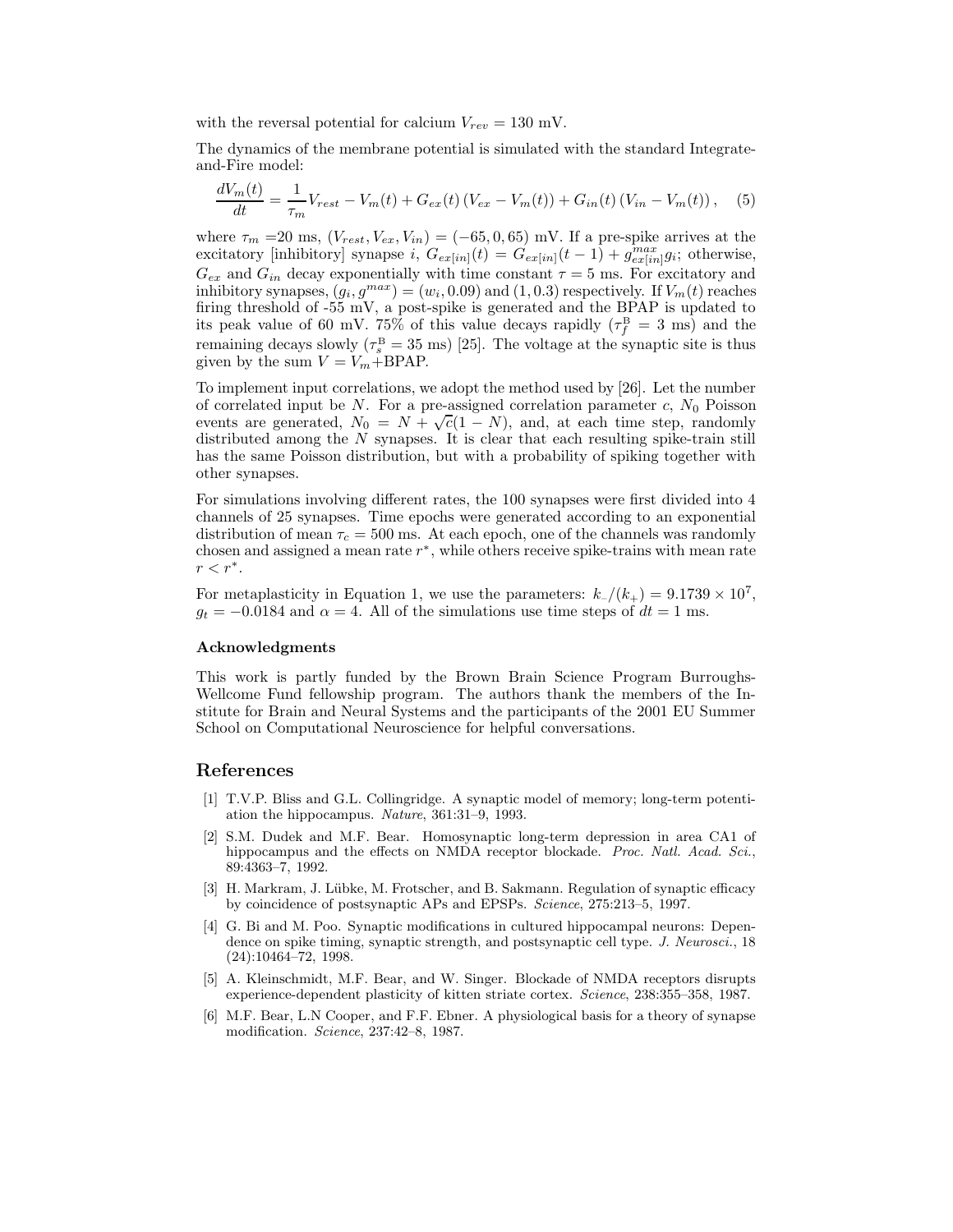with the reversal potential for calcium $V_{rev} = 130$ mV.

The dynamics of the membrane potential is simulated with the standard Integrate-and-Fire model:

$$\frac{dV_m(t)}{dt} = \frac{1}{\tau_m} V_{rest} - V_m(t) + G_{ex}(t)\left(V_{ex} - V_m(t)\right) + G_{in}(t)\left(V_{in} - V_m(t)\right), \quad (5)$$

where $\tau_m = 20$ ms, $(V_{rest}, V_{ex}, V_{in}) = (-65, 0, 65)$ mV. If a pre-spike arrives at the excitatory [inhibitory] synapse $i$, $G_{ex[in]}(t) = G_{ex[in]}(t-1) + g^{max}_{ex[in]} g_i$; otherwise, $G_{ex}$ and $G_{in}$ decay exponentially with time constant $\tau = 5$ ms. For excitatory and inhibitory synapses, $(g_i, g^{max}) = (w_i, 0.09)$ and $(1, 0.3)$ respectively. If $V_m(t)$ reaches firing threshold of -55 mV, a post-spike is generated and the BPAP is updated to its peak value of 60 mV. 75% of this value decays rapidly ($\tau^{\mathrm{B}}_f = 3$ ms) and the remaining decays slowly ($\tau^{\mathrm{B}}_s = 35$ ms) [25]. The voltage at the synaptic site is thus given by the sum $V = V_m +$BPAP.

To implement input correlations, we adopt the method used by [26]. Let the number of correlated input be $N$. For a pre-assigned correlation parameter $c$, $N_0$ Poisson events are generated, $N_0 = N + \sqrt{c}(1 - N)$, and, at each time step, randomly distributed among the $N$ synapses. It is clear that each resulting spike-train still has the same Poisson distribution, but with a probability of spiking together with other synapses.

For simulations involving different rates, the 100 synapses were first divided into 4 channels of 25 synapses. Time epochs were generated according to an exponential distribution of mean $\tau_c = 500$ ms. At each epoch, one of the channels was randomly chosen and assigned a mean rate $r^*$, while others receive spike-trains with mean rate $r < r^*$.

For metaplasticity in Equation 1, we use the parameters: $k_{\_}/(k_+) = 9.1739 \times 10^7$, $g_t = -0.0184$ and $\alpha = 4$. All of the simulations use time steps of $dt = 1$ ms.

### Acknowledgments

This work is partly funded by the Brown Brain Science Program Burroughs-Wellcome Fund fellowship program. The authors thank the members of the Institute for Brain and Neural Systems and the participants of the 2001 EU Summer School on Computational Neuroscience for helpful conversations.

## References

[1] T.V.P. Bliss and G.L. Collingridge. A synaptic model of memory; long-term potentiation the hippocampus. *Nature*, 361:31–9, 1993.

[2] S.M. Dudek and M.F. Bear. Homosynaptic long-term depression in area CA1 of hippocampus and the effects on NMDA receptor blockade. *Proc. Natl. Acad. Sci.*, 89:4363–7, 1992.

[3] H. Markram, J. Lübke, M. Frotscher, and B. Sakmann. Regulation of synaptic efficacy by coincidence of postsynaptic APs and EPSPs. *Science*, 275:213–5, 1997.

[4] G. Bi and M. Poo. Synaptic modifications in cultured hippocampal neurons: Dependence on spike timing, synaptic strength, and postsynaptic cell type. *J. Neurosci.*, 18 (24):10464–72, 1998.

[5] A. Kleinschmidt, M.F. Bear, and W. Singer. Blockade of NMDA receptors disrupts experience-dependent plasticity of kitten striate cortex. *Science*, 238:355–358, 1987.

[6] M.F. Bear, L.N Cooper, and F.F. Ebner. A physiological basis for a theory of synapse modification. *Science*, 237:42–8, 1987.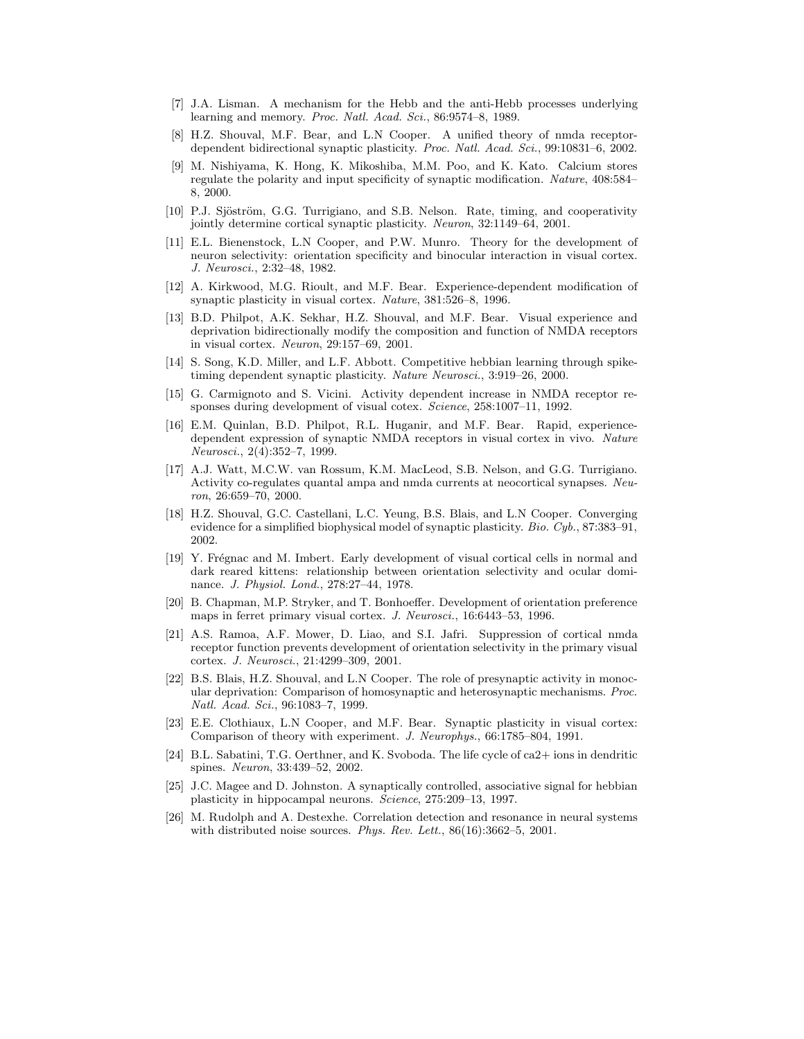[7] J.A. Lisman. A mechanism for the Hebb and the anti-Hebb processes underlying learning and memory. *Proc. Natl. Acad. Sci.*, 86:9574–8, 1989.

[8] H.Z. Shouval, M.F. Bear, and L.N Cooper. A unified theory of nmda receptor-dependent bidirectional synaptic plasticity. *Proc. Natl. Acad. Sci.*, 99:10831–6, 2002.

[9] M. Nishiyama, K. Hong, K. Mikoshiba, M.M. Poo, and K. Kato. Calcium stores regulate the polarity and input specificity of synaptic modification. *Nature*, 408:584–8, 2000.

[10] P.J. Sjöström, G.G. Turrigiano, and S.B. Nelson. Rate, timing, and cooperativity jointly determine cortical synaptic plasticity. *Neuron*, 32:1149–64, 2001.

[11] E.L. Bienenstock, L.N Cooper, and P.W. Munro. Theory for the development of neuron selectivity: orientation specificity and binocular interaction in visual cortex. *J. Neurosci.*, 2:32–48, 1982.

[12] A. Kirkwood, M.G. Rioult, and M.F. Bear. Experience-dependent modification of synaptic plasticity in visual cortex. *Nature*, 381:526–8, 1996.

[13] B.D. Philpot, A.K. Sekhar, H.Z. Shouval, and M.F. Bear. Visual experience and deprivation bidirectionally modify the composition and function of NMDA receptors in visual cortex. *Neuron*, 29:157–69, 2001.

[14] S. Song, K.D. Miller, and L.F. Abbott. Competitive hebbian learning through spike-timing dependent synaptic plasticity. *Nature Neurosci.*, 3:919–26, 2000.

[15] G. Carmignoto and S. Vicini. Activity dependent increase in NMDA receptor responses during development of visual cotex. *Science*, 258:1007–11, 1992.

[16] E.M. Quinlan, B.D. Philpot, R.L. Huganir, and M.F. Bear. Rapid, experience-dependent expression of synaptic NMDA receptors in visual cortex in vivo. *Nature Neurosci.*, 2(4):352–7, 1999.

[17] A.J. Watt, M.C.W. van Rossum, K.M. MacLeod, S.B. Nelson, and G.G. Turrigiano. Activity co-regulates quantal ampa and nmda currents at neocortical synapses. *Neuron*, 26:659–70, 2000.

[18] H.Z. Shouval, G.C. Castellani, L.C. Yeung, B.S. Blais, and L.N Cooper. Converging evidence for a simplified biophysical model of synaptic plasticity. *Bio. Cyb.*, 87:383–91, 2002.

[19] Y. Frégnac and M. Imbert. Early development of visual cortical cells in normal and dark reared kittens: relationship between orientation selectivity and ocular dominance. *J. Physiol. Lond.*, 278:27–44, 1978.

[20] B. Chapman, M.P. Stryker, and T. Bonhoeffer. Development of orientation preference maps in ferret primary visual cortex. *J. Neurosci.*, 16:6443–53, 1996.

[21] A.S. Ramoa, A.F. Mower, D. Liao, and S.I. Jafri. Suppression of cortical nmda receptor function prevents development of orientation selectivity in the primary visual cortex. *J. Neurosci.*, 21:4299–309, 2001.

[22] B.S. Blais, H.Z. Shouval, and L.N Cooper. The role of presynaptic activity in monocular deprivation: Comparison of homosynaptic and heterosynaptic mechanisms. *Proc. Natl. Acad. Sci.*, 96:1083–7, 1999.

[23] E.E. Clothiaux, L.N Cooper, and M.F. Bear. Synaptic plasticity in visual cortex: Comparison of theory with experiment. *J. Neurophys.*, 66:1785–804, 1991.

[24] B.L. Sabatini, T.G. Oerthner, and K. Svoboda. The life cycle of ca2+ ions in dendritic spines. *Neuron*, 33:439–52, 2002.

[25] J.C. Magee and D. Johnston. A synaptically controlled, associative signal for hebbian plasticity in hippocampal neurons. *Science*, 275:209–13, 1997.

[26] M. Rudolph and A. Destexhe. Correlation detection and resonance in neural systems with distributed noise sources. *Phys. Rev. Lett.*, 86(16):3662–5, 2001.